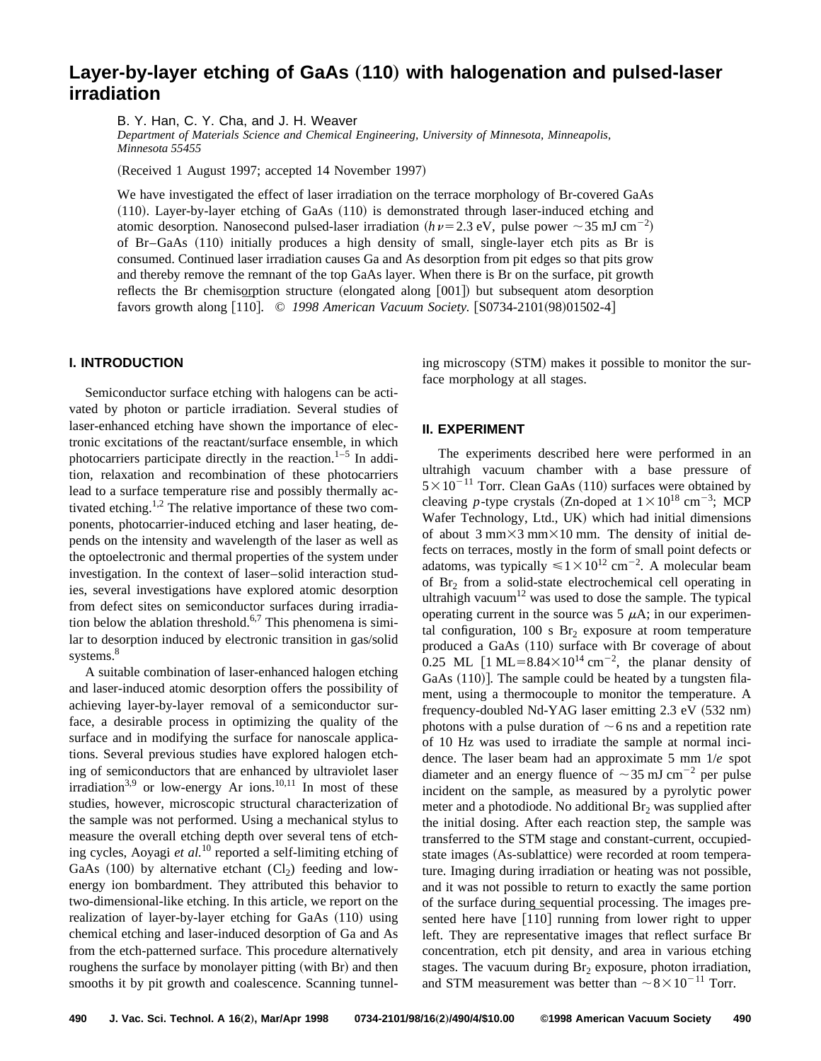# Layer-by-layer etching of GaAs (110) with halogenation and pulsed-laser irradiation

B. Y. Han, C. Y. Cha, and J. H. Weaver

*Department of Materials Science and Chemical Engineering, University of Minnesota, Minneapolis, Minnesota 55455*

(Received 1 August 1997; accepted 14 November 1997)

We have investigated the effect of laser irradiation on the terrace morphology of Br-covered GaAs (110). Layer-by-layer etching of GaAs (110) is demonstrated through laser-induced etching and atomic desorption. Nanosecond pulsed-laser irradiation ($h\nu = 2.3$ eV, pulse power $\sim 35$ mJ cm$^{-2}$) of Br–GaAs (110) initially produces a high density of small, single-layer etch pits as Br is consumed. Continued laser irradiation causes Ga and As desorption from pit edges so that pits grow and thereby remove the remnant of the top GaAs layer. When there is Br on the surface, pit growth reflects the Br chemisorption structure (elongated along [001]) but subsequent atom desorption favors growth along [110]. © *1998 American Vacuum Society.* [S0734-2101(98)01502-4]

## I. INTRODUCTION

Semiconductor surface etching with halogens can be activated by photon or particle irradiation. Several studies of laser-enhanced etching have shown the importance of electronic excitations of the reactant/surface ensemble, in which photocarriers participate directly in the reaction.[1–5] In addition, relaxation and recombination of these photocarriers lead to a surface temperature rise and possibly thermally activated etching.[1,2] The relative importance of these two components, photocarrier-induced etching and laser heating, depends on the intensity and wavelength of the laser as well as the optoelectronic and thermal properties of the system under investigation. In the context of laser–solid interaction studies, several investigations have explored atomic desorption from defect sites on semiconductor surfaces during irradiation below the ablation threshold.[6,7] This phenomena is similar to desorption induced by electronic transition in gas/solid systems.[8]

A suitable combination of laser-enhanced halogen etching and laser-induced atomic desorption offers the possibility of achieving layer-by-layer removal of a semiconductor surface, a desirable process in optimizing the quality of the surface and in modifying the surface for nanoscale applications. Several previous studies have explored halogen etching of semiconductors that are enhanced by ultraviolet laser irradiation[3,9] or low-energy Ar ions.[10,11] In most of these studies, however, microscopic structural characterization of the sample was not performed. Using a mechanical stylus to measure the overall etching depth over several tens of etching cycles, Aoyagi *et al.*[10] reported a self-limiting etching of GaAs (100) by alternative etchant ($Cl_2$) feeding and low-energy ion bombardment. They attributed this behavior to two-dimensional-like etching. In this article, we report on the realization of layer-by-layer etching for GaAs (110) using chemical etching and laser-induced desorption of Ga and As from the etch-patterned surface. This procedure alternatively roughens the surface by monolayer pitting (with Br) and then smooths it by pit growth and coalescence. Scanning tunneling microscopy (STM) makes it possible to monitor the surface morphology at all stages.

## II. EXPERIMENT

The experiments described here were performed in an ultrahigh vacuum chamber with a base pressure of $5 \times 10^{-11}$ Torr. Clean GaAs (110) surfaces were obtained by cleaving *p*-type crystals (Zn-doped at $1 \times 10^{18}$ cm$^{-3}$; MCP Wafer Technology, Ltd., UK) which had initial dimensions of about 3 mm×3 mm×10 mm. The density of initial defects on terraces, mostly in the form of small point defects or adatoms, was typically $\leqslant 1 \times 10^{12}$ cm$^{-2}$. A molecular beam of $Br_2$ from a solid-state electrochemical cell operating in ultrahigh vacuum[12] was used to dose the sample. The typical operating current in the source was 5 $\mu$A; in our experimental configuration, 100 s $Br_2$ exposure at room temperature produced a GaAs (110) surface with Br coverage of about 0.25 ML [1 ML$=8.84 \times 10^{14}$ cm$^{-2}$, the planar density of GaAs (110)]. The sample could be heated by a tungsten filament, using a thermocouple to monitor the temperature. A frequency-doubled Nd-YAG laser emitting 2.3 eV (532 nm) photons with a pulse duration of $\sim 6$ ns and a repetition rate of 10 Hz was used to irradiate the sample at normal incidence. The laser beam had an approximate 5 mm 1/*e* spot diameter and an energy fluence of $\sim 35$ mJ cm$^{-2}$ per pulse incident on the sample, as measured by a pyrolytic power meter and a photodiode. No additional $Br_2$ was supplied after the initial dosing. After each reaction step, the sample was transferred to the STM stage and constant-current, occupied-state images (As-sublattice) were recorded at room temperature. Imaging during irradiation or heating was not possible, and it was not possible to return to exactly the same portion of the surface during sequential processing. The images presented here have [110] running from lower right to upper left. They are representative images that reflect surface Br concentration, etch pit density, and area in various etching stages. The vacuum during $Br_2$ exposure, photon irradiation, and STM measurement was better than $\sim 8 \times 10^{-11}$ Torr.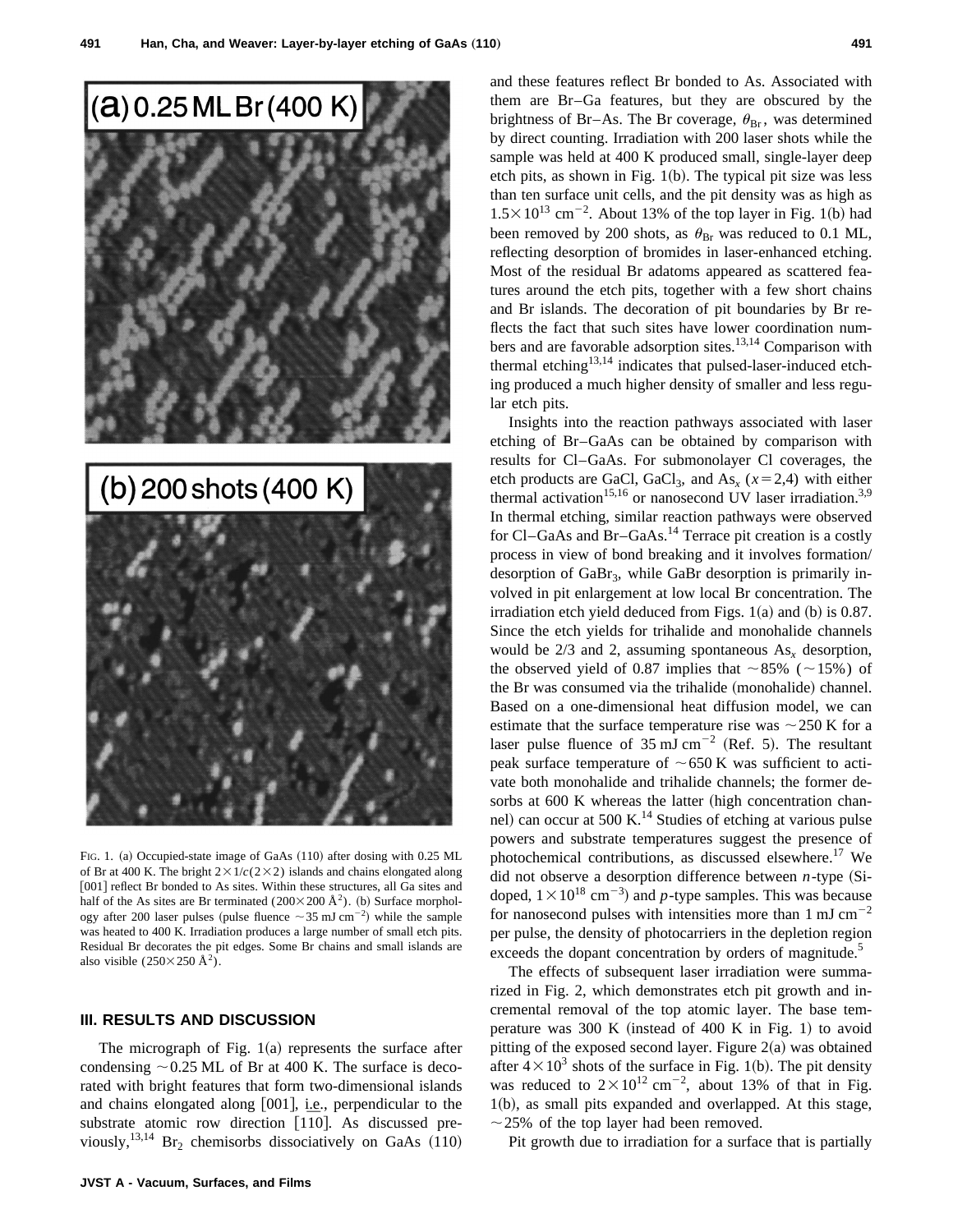FIG. 1. (a) Occupied-state image of GaAs (110) after dosing with 0.25 ML of Br at 400 K. The bright $2\times 1/c(2\times 2)$ islands and chains elongated along [001] reflect Br bonded to As sites. Within these structures, all Ga sites and half of the As sites are Br terminated ($200\times 200$ Å$^2$). (b) Surface morphology after 200 laser pulses (pulse fluence $\sim$35 mJ cm$^{-2}$) while the sample was heated to 400 K. Irradiation produces a large number of small etch pits. Residual Br decorates the pit edges. Some Br chains and small islands are also visible ($250\times 250$ Å$^2$).

## III. RESULTS AND DISCUSSION

The micrograph of Fig. 1(a) represents the surface after condensing $\sim$0.25 ML of Br at 400 K. The surface is decorated with bright features that form two-dimensional islands and chains elongated along [001], i.e., perpendicular to the substrate atomic row direction [1̄10]. As discussed previously,[13,14] $Br_2$ chemisorbs dissociatively on GaAs (110) and these features reflect Br bonded to As. Associated with them are Br–Ga features, but they are obscured by the brightness of Br–As. The Br coverage, $\theta_{Br}$, was determined by direct counting. Irradiation with 200 laser shots while the sample was held at 400 K produced small, single-layer deep etch pits, as shown in Fig. 1(b). The typical pit size was less than ten surface unit cells, and the pit density was as high as $1.5\times 10^{13}$ cm$^{-2}$. About 13% of the top layer in Fig. 1(b) had been removed by 200 shots, as $\theta_{Br}$ was reduced to 0.1 ML, reflecting desorption of bromides in laser-enhanced etching. Most of the residual Br adatoms appeared as scattered features around the etch pits, together with a few short chains and Br islands. The decoration of pit boundaries by Br reflects the fact that such sites have lower coordination numbers and are favorable adsorption sites.[13,14] Comparison with thermal etching[13,14] indicates that pulsed-laser-induced etching produced a much higher density of smaller and less regular etch pits.

Insights into the reaction pathways associated with laser etching of Br–GaAs can be obtained by comparison with results for Cl–GaAs. For submonolayer Cl coverages, the etch products are GaCl, $GaCl_3$, and $As_x$ ($x=2,4$) with either thermal activation[15,16] or nanosecond UV laser irradiation.[3,9] In thermal etching, similar reaction pathways were observed for Cl–GaAs and Br–GaAs.[14] Terrace pit creation is a costly process in view of bond breaking and it involves formation/desorption of $GaBr_3$, while GaBr desorption is primarily involved in pit enlargement at low local Br concentration. The irradiation etch yield deduced from Figs. 1(a) and (b) is 0.87. Since the etch yields for trihalide and monohalide channels would be 2/3 and 2, assuming spontaneous $As_x$ desorption, the observed yield of 0.87 implies that $\sim$85% ($\sim$15%) of the Br was consumed via the trihalide (monohalide) channel. Based on a one-dimensional heat diffusion model, we can estimate that the surface temperature rise was $\sim$250 K for a laser pulse fluence of 35 mJ cm$^{-2}$ (Ref. 5). The resultant peak surface temperature of $\sim$650 K was sufficient to activate both monohalide and trihalide channels; the former desorbs at 600 K whereas the latter (high concentration channel) can occur at 500 K.[14] Studies of etching at various pulse powers and substrate temperatures suggest the presence of photochemical contributions, as discussed elsewhere.[17] We did not observe a desorption difference between $n$-type (Si-doped, $1\times 10^{18}$ cm$^{-3}$) and $p$-type samples. This was because for nanosecond pulses with intensities more than 1 mJ cm$^{-2}$ per pulse, the density of photocarriers in the depletion region exceeds the dopant concentration by orders of magnitude.[5]

The effects of subsequent laser irradiation were summarized in Fig. 2, which demonstrates etch pit growth and incremental removal of the top atomic layer. The base temperature was 300 K (instead of 400 K in Fig. 1) to avoid pitting of the exposed second layer. Figure 2(a) was obtained after $4\times 10^3$ shots of the surface in Fig. 1(b). The pit density was reduced to $2\times 10^{12}$ cm$^{-2}$, about 13% of that in Fig. 1(b), as small pits expanded and overlapped. At this stage, $\sim$25% of the top layer had been removed.

Pit growth due to irradiation for a surface that is partially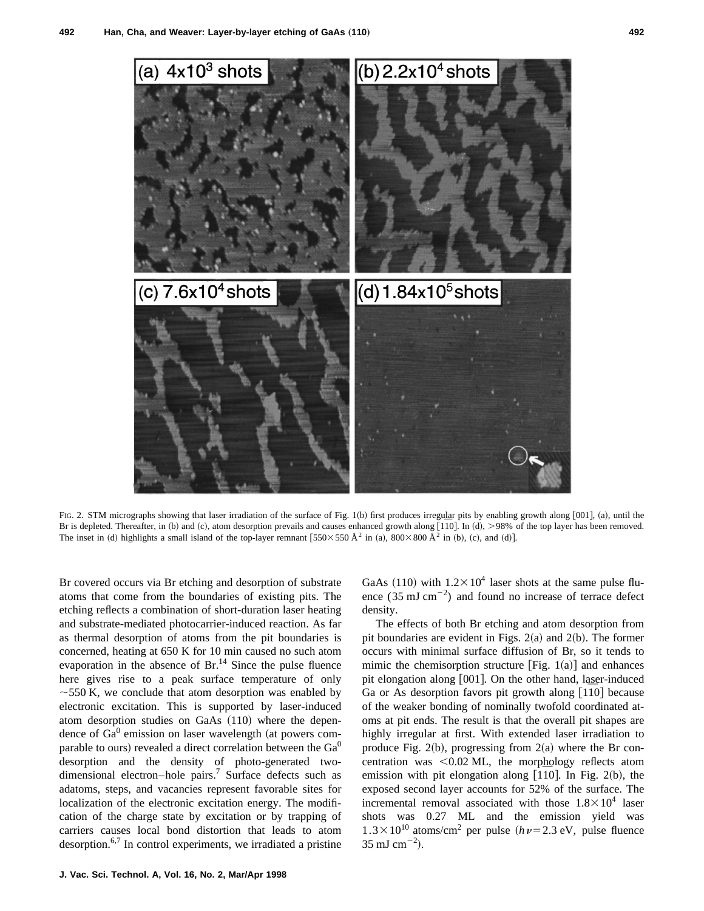FIG. 2. STM micrographs showing that laser irradiation of the surface of Fig. 1(b) first produces irregular pits by enabling growth along [001], (a), until the Br is depleted. Thereafter, in (b) and (c), atom desorption prevails and causes enhanced growth along [$1\bar{1}0$]. In (d), >98% of the top layer has been removed. The inset in (d) highlights a small island of the top-layer remnant [$550\times550$ Å$^2$ in (a), $800\times800$ Å$^2$ in (b), (c), and (d)].

Br covered occurs via Br etching and desorption of substrate atoms that come from the boundaries of existing pits. The etching reflects a combination of short-duration laser heating and substrate-mediated photocarrier-induced reaction. As far as thermal desorption of atoms from the pit boundaries is concerned, heating at 650 K for 10 min caused no such atom evaporation in the absence of Br.[14] Since the pulse fluence here gives rise to a peak surface temperature of only ~550 K, we conclude that atom desorption was enabled by electronic excitation. This is supported by laser-induced atom desorption studies on GaAs (110) where the dependence of $Ga^0$ emission on laser wavelength (at powers comparable to ours) revealed a direct correlation between the $Ga^0$ desorption and the density of photo-generated two-dimensional electron–hole pairs.[7] Surface defects such as adatoms, steps, and vacancies represent favorable sites for localization of the electronic excitation energy. The modification of the charge state by excitation or by trapping of carriers causes local bond distortion that leads to atom desorption.[6,7] In control experiments, we irradiated a pristine GaAs (110) with $1.2\times10^4$ laser shots at the same pulse fluence (35 mJ cm$^{-2}$) and found no increase of terrace defect density.

The effects of both Br etching and atom desorption from pit boundaries are evident in Figs. 2(a) and 2(b). The former occurs with minimal surface diffusion of Br, so it tends to mimic the chemisorption structure [Fig. 1(a)] and enhances pit elongation along [001]. On the other hand, laser-induced Ga or As desorption favors pit growth along [$1\bar{1}0$] because of the weaker bonding of nominally twofold coordinated atoms at pit ends. The result is that the overall pit shapes are highly irregular at first. With extended laser irradiation to produce Fig. 2(b), progressing from 2(a) where the Br concentration was <0.02 ML, the morphology reflects atom emission with pit elongation along [$1\bar{1}0$]. In Fig. 2(b), the exposed second layer accounts for 52% of the surface. The incremental removal associated with those $1.8\times10^4$ laser shots was 0.27 ML and the emission yield was $1.3\times10^{10}$ atoms/cm$^2$ per pulse ($h\nu=2.3$ eV, pulse fluence 35 mJ cm$^{-2}$).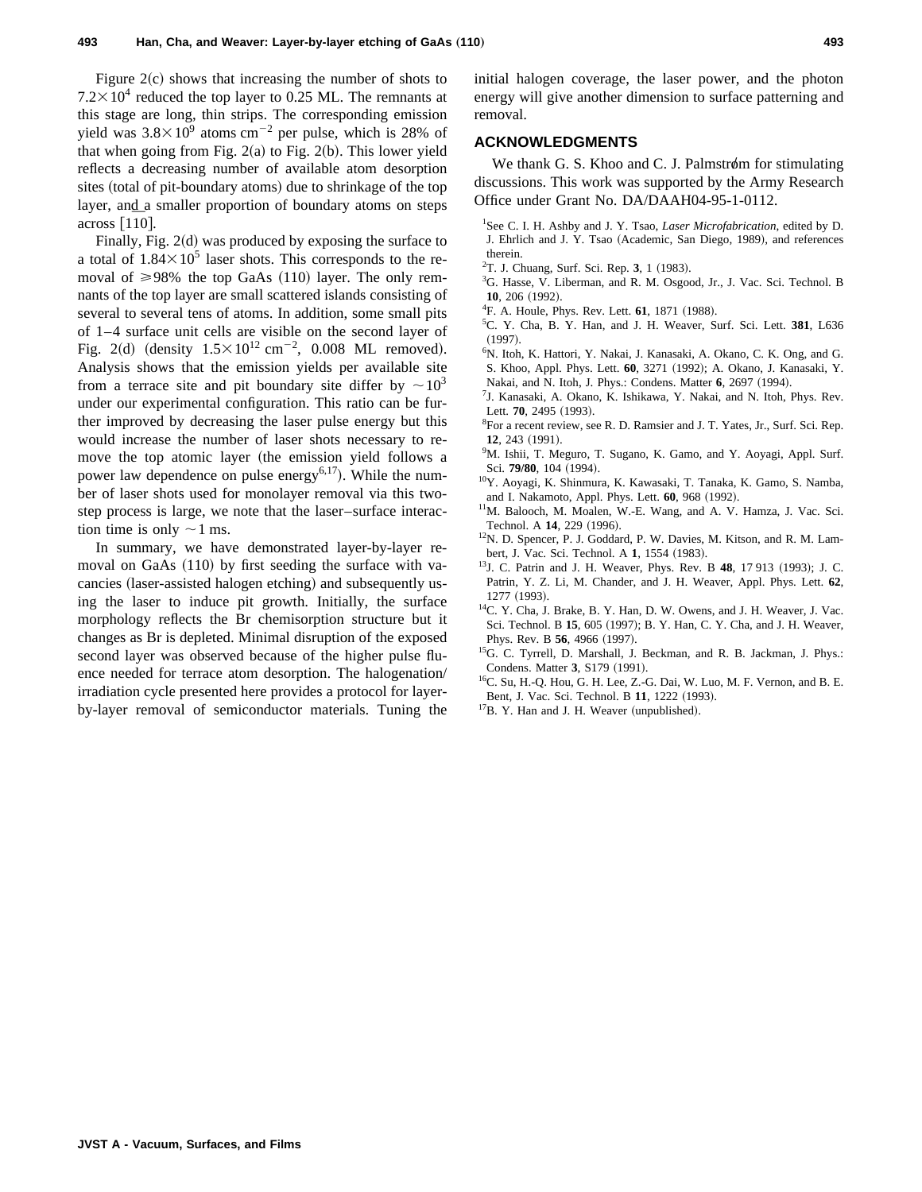Figure 2(c) shows that increasing the number of shots to $7.2\times10^4$ reduced the top layer to 0.25 ML. The remnants at this stage are long, thin strips. The corresponding emission yield was $3.8\times10^9$ atoms $cm^{-2}$ per pulse, which is 28% of that when going from Fig. 2(a) to Fig. 2(b). This lower yield reflects a decreasing number of available atom desorption sites (total of pit-boundary atoms) due to shrinkage of the top layer, and a smaller proportion of boundary atoms on steps across [110].

Finally, Fig. 2(d) was produced by exposing the surface to a total of $1.84\times10^5$ laser shots. This corresponds to the removal of $\geqslant$98% the top GaAs (110) layer. The only remnants of the top layer are small scattered islands consisting of several to several tens of atoms. In addition, some small pits of 1–4 surface unit cells are visible on the second layer of Fig. 2(d) (density $1.5\times10^{12}$ $cm^{-2}$, 0.008 ML removed). Analysis shows that the emission yields per available site from a terrace site and pit boundary site differ by $\sim10^3$ under our experimental configuration. This ratio can be further improved by decreasing the laser pulse energy but this would increase the number of laser shots necessary to remove the top atomic layer (the emission yield follows a power law dependence on pulse energy[6,17]). While the number of laser shots used for monolayer removal via this two-step process is large, we note that the laser–surface interaction time is only ~1 ms.

In summary, we have demonstrated layer-by-layer removal on GaAs (110) by first seeding the surface with vacancies (laser-assisted halogen etching) and subsequently using the laser to induce pit growth. Initially, the surface morphology reflects the Br chemisorption structure but it changes as Br is depleted. Minimal disruption of the exposed second layer was observed because of the higher pulse fluence needed for terrace atom desorption. The halogenation/irradiation cycle presented here provides a protocol for layer-by-layer removal of semiconductor materials. Tuning the initial halogen coverage, the laser power, and the photon energy will give another dimension to surface patterning and removal.

## ACKNOWLEDGMENTS

We thank G. S. Khoo and C. J. Palmstrøm for stimulating discussions. This work was supported by the Army Research Office under Grant No. DA/DAAH04-95-1-0112.

[1] See C. I. H. Ashby and J. Y. Tsao, *Laser Microfabrication*, edited by D. J. Ehrlich and J. Y. Tsao (Academic, San Diego, 1989), and references therein.

[2] T. J. Chuang, Surf. Sci. Rep. **3**, 1 (1983).

[3] G. Hasse, V. Liberman, and R. M. Osgood, Jr., J. Vac. Sci. Technol. B **10**, 206 (1992).

[4] F. A. Houle, Phys. Rev. Lett. **61**, 1871 (1988).

[5] C. Y. Cha, B. Y. Han, and J. H. Weaver, Surf. Sci. Lett. **381**, L636 (1997).

[6] N. Itoh, K. Hattori, Y. Nakai, J. Kanasaki, A. Okano, C. K. Ong, and G. S. Khoo, Appl. Phys. Lett. **60**, 3271 (1992); A. Okano, J. Kanasaki, Y. Nakai, and N. Itoh, J. Phys.: Condens. Matter **6**, 2697 (1994).

[7] J. Kanasaki, A. Okano, K. Ishikawa, Y. Nakai, and N. Itoh, Phys. Rev. Lett. **70**, 2495 (1993).

[8] For a recent review, see R. D. Ramsier and J. T. Yates, Jr., Surf. Sci. Rep. **12**, 243 (1991).

[9] M. Ishii, T. Meguro, T. Sugano, K. Gamo, and Y. Aoyagi, Appl. Surf. Sci. **79/80**, 104 (1994).

[10] Y. Aoyagi, K. Shinmura, K. Kawasaki, T. Tanaka, K. Gamo, S. Namba, and I. Nakamoto, Appl. Phys. Lett. **60**, 968 (1992).

[11] M. Balooch, M. Moalen, W.-E. Wang, and A. V. Hamza, J. Vac. Sci. Technol. A **14**, 229 (1996).

[12] N. D. Spencer, P. J. Goddard, P. W. Davies, M. Kitson, and R. M. Lambert, J. Vac. Sci. Technol. A **1**, 1554 (1983).

[13] J. C. Patrin and J. H. Weaver, Phys. Rev. B **48**, 17 913 (1993); J. C. Patrin, Y. Z. Li, M. Chander, and J. H. Weaver, Appl. Phys. Lett. **62**, 1277 (1993).

[14] C. Y. Cha, J. Brake, B. Y. Han, D. W. Owens, and J. H. Weaver, J. Vac. Sci. Technol. B **15**, 605 (1997); B. Y. Han, C. Y. Cha, and J. H. Weaver, Phys. Rev. B **56**, 4966 (1997).

[15] G. C. Tyrrell, D. Marshall, J. Beckman, and R. B. Jackman, J. Phys.: Condens. Matter **3**, S179 (1991).

[16] C. Su, H.-Q. Hou, G. H. Lee, Z.-G. Dai, W. Luo, M. F. Vernon, and B. E. Bent, J. Vac. Sci. Technol. B **11**, 1222 (1993).

[17] B. Y. Han and J. H. Weaver (unpublished).